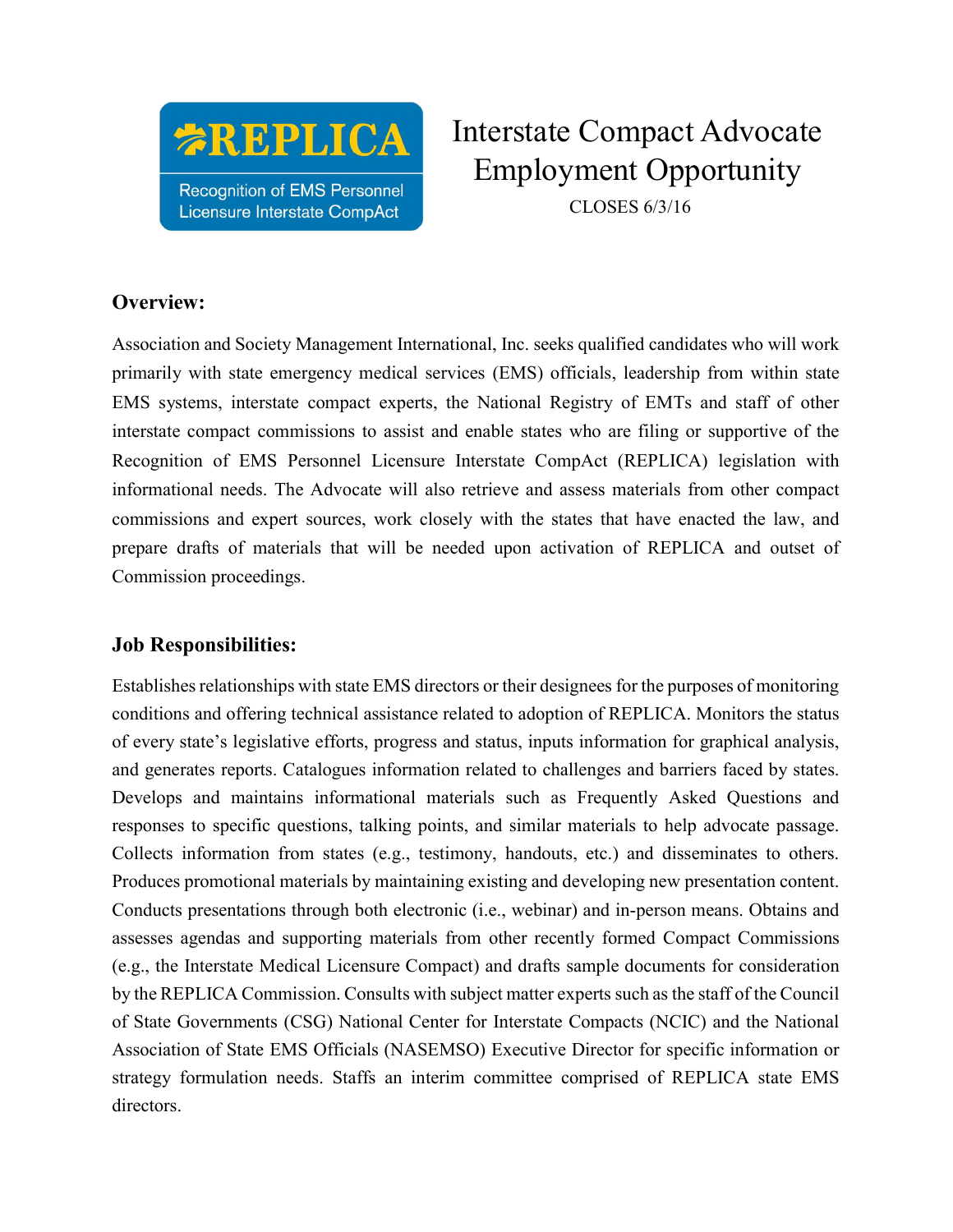**REPLICA**

Recognition of EMS Personnel Licensure Interstate CompAct

# Interstate Compact Advocate Employment Opportunity

CLOSES 6/3/16

## Overview:

Association and Society Management International, Inc. seeks qualified candidates who will work primarily with state emergency medical services (EMS) officials, leadership from within state EMS systems, interstate compact experts, the National Registry of EMTs and staff of other interstate compact commissions to assist and enable states who are filing or supportive of the Recognition of EMS Personnel Licensure Interstate CompAct (REPLICA) legislation with informational needs. The Advocate will also retrieve and assess materials from other compact commissions and expert sources, work closely with the states that have enacted the law, and prepare drafts of materials that will be needed upon activation of REPLICA and outset of Commission proceedings.

## Job Responsibilities:

Establishes relationships with state EMS directors or their designees for the purposes of monitoring conditions and offering technical assistance related to adoption of REPLICA. Monitors the status of every state's legislative efforts, progress and status, inputs information for graphical analysis, and generates reports. Catalogues information related to challenges and barriers faced by states. Develops and maintains informational materials such as Frequently Asked Questions and responses to specific questions, talking points, and similar materials to help advocate passage. Collects information from states (e.g., testimony, handouts, etc.) and disseminates to others. Produces promotional materials by maintaining existing and developing new presentation content. Conducts presentations through both electronic (i.e., webinar) and in-person means. Obtains and assesses agendas and supporting materials from other recently formed Compact Commissions (e.g., the Interstate Medical Licensure Compact) and drafts sample documents for consideration by the REPLICA Commission. Consults with subject matter experts such as the staff of the Council of State Governments (CSG) National Center for Interstate Compacts (NCIC) and the National Association of State EMS Officials (NASEMSO) Executive Director for specific information or strategy formulation needs. Staffs an interim committee comprised of REPLICA state EMS directors.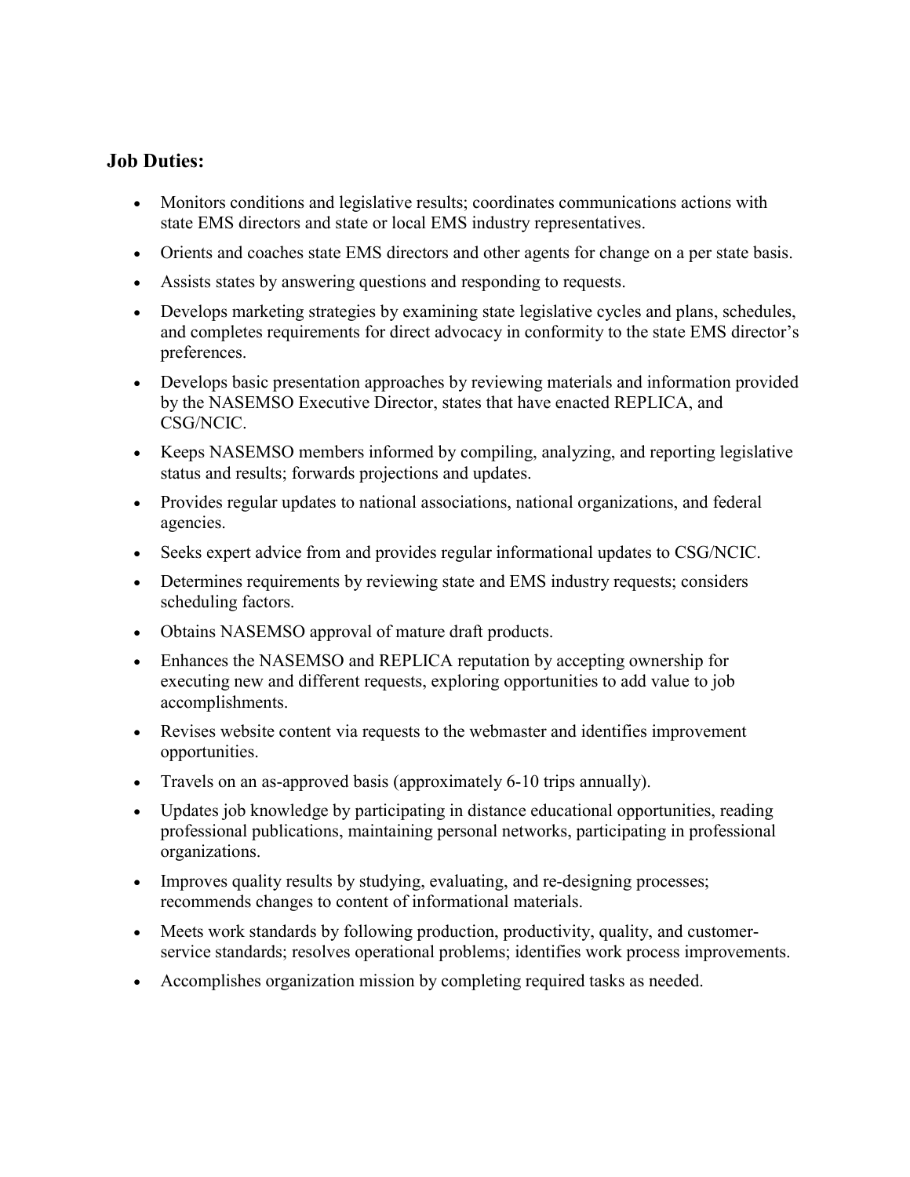## Job Duties:

- Monitors conditions and legislative results; coordinates communications actions with state EMS directors and state or local EMS industry representatives.
- Orients and coaches state EMS directors and other agents for change on a per state basis.
- Assists states by answering questions and responding to requests.
- Develops marketing strategies by examining state legislative cycles and plans, schedules, and completes requirements for direct advocacy in conformity to the state EMS director's preferences.
- Develops basic presentation approaches by reviewing materials and information provided by the NASEMSO Executive Director, states that have enacted REPLICA, and CSG/NCIC.
- Keeps NASEMSO members informed by compiling, analyzing, and reporting legislative status and results; forwards projections and updates.
- Provides regular updates to national associations, national organizations, and federal agencies.
- Seeks expert advice from and provides regular informational updates to CSG/NCIC.
- Determines requirements by reviewing state and EMS industry requests; considers scheduling factors.
- Obtains NASEMSO approval of mature draft products.
- Enhances the NASEMSO and REPLICA reputation by accepting ownership for executing new and different requests, exploring opportunities to add value to job accomplishments.
- Revises website content via requests to the webmaster and identifies improvement opportunities.
- Travels on an as-approved basis (approximately 6-10 trips annually).
- Updates job knowledge by participating in distance educational opportunities, reading professional publications, maintaining personal networks, participating in professional organizations.
- Improves quality results by studying, evaluating, and re-designing processes; recommends changes to content of informational materials.
- Meets work standards by following production, productivity, quality, and customer-service standards; resolves operational problems; identifies work process improvements.
- Accomplishes organization mission by completing required tasks as needed.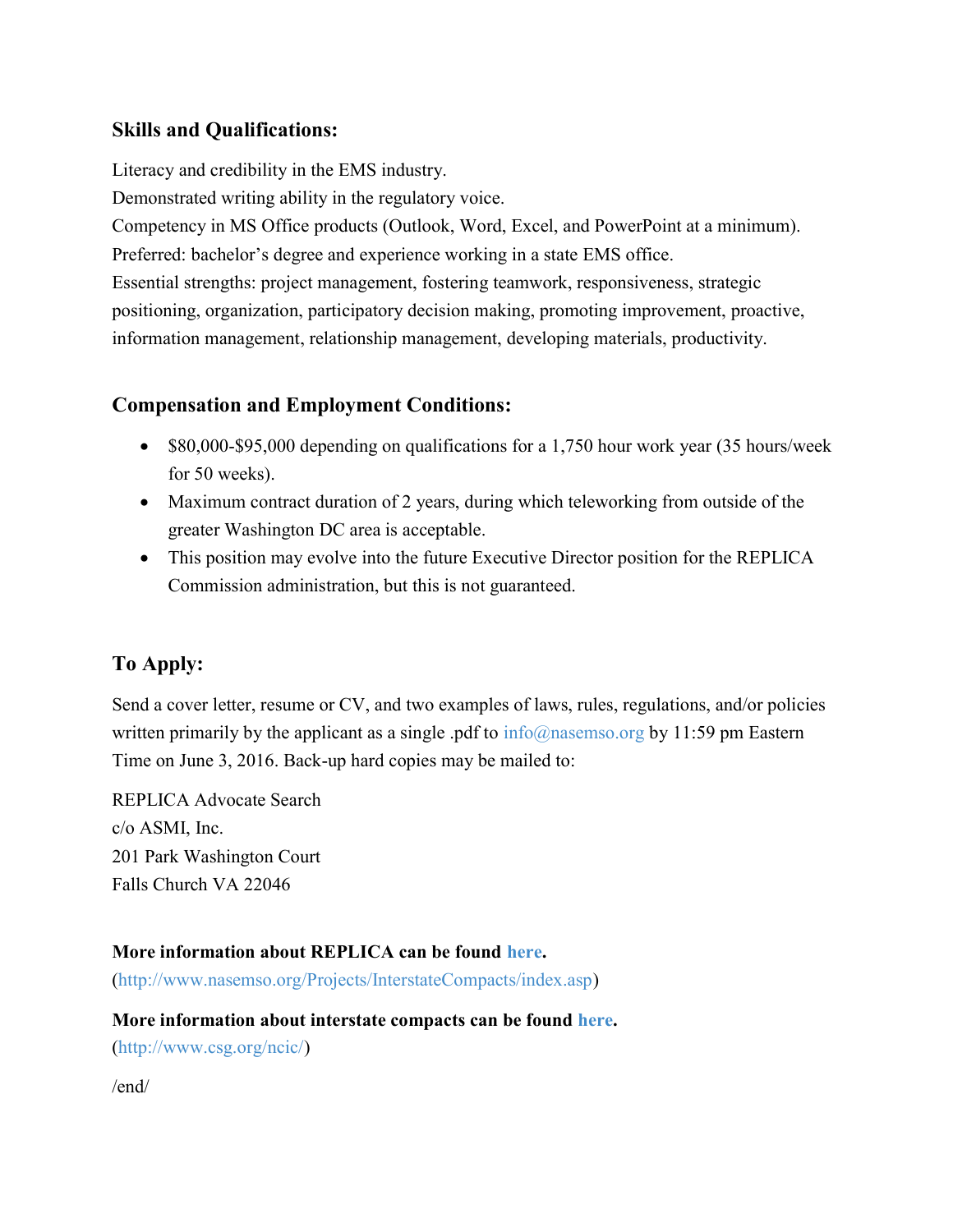## Skills and Qualifications:

Literacy and credibility in the EMS industry.
Demonstrated writing ability in the regulatory voice.
Competency in MS Office products (Outlook, Word, Excel, and PowerPoint at a minimum).
Preferred: bachelor's degree and experience working in a state EMS office.
Essential strengths: project management, fostering teamwork, responsiveness, strategic positioning, organization, participatory decision making, promoting improvement, proactive, information management, relationship management, developing materials, productivity.

## Compensation and Employment Conditions:

- $80,000-$95,000 depending on qualifications for a 1,750 hour work year (35 hours/week for 50 weeks).
- Maximum contract duration of 2 years, during which teleworking from outside of the greater Washington DC area is acceptable.
- This position may evolve into the future Executive Director position for the REPLICA Commission administration, but this is not guaranteed.

## To Apply:

Send a cover letter, resume or CV, and two examples of laws, rules, regulations, and/or policies written primarily by the applicant as a single .pdf to info@nasemso.org by 11:59 pm Eastern Time on June 3, 2016. Back-up hard copies may be mailed to:

REPLICA Advocate Search
c/o ASMI, Inc.
201 Park Washington Court
Falls Church VA 22046

**More information about REPLICA can be found here.**
(http://www.nasemso.org/Projects/InterstateCompacts/index.asp)

**More information about interstate compacts can be found here.**
(http://www.csg.org/ncic/)

/end/